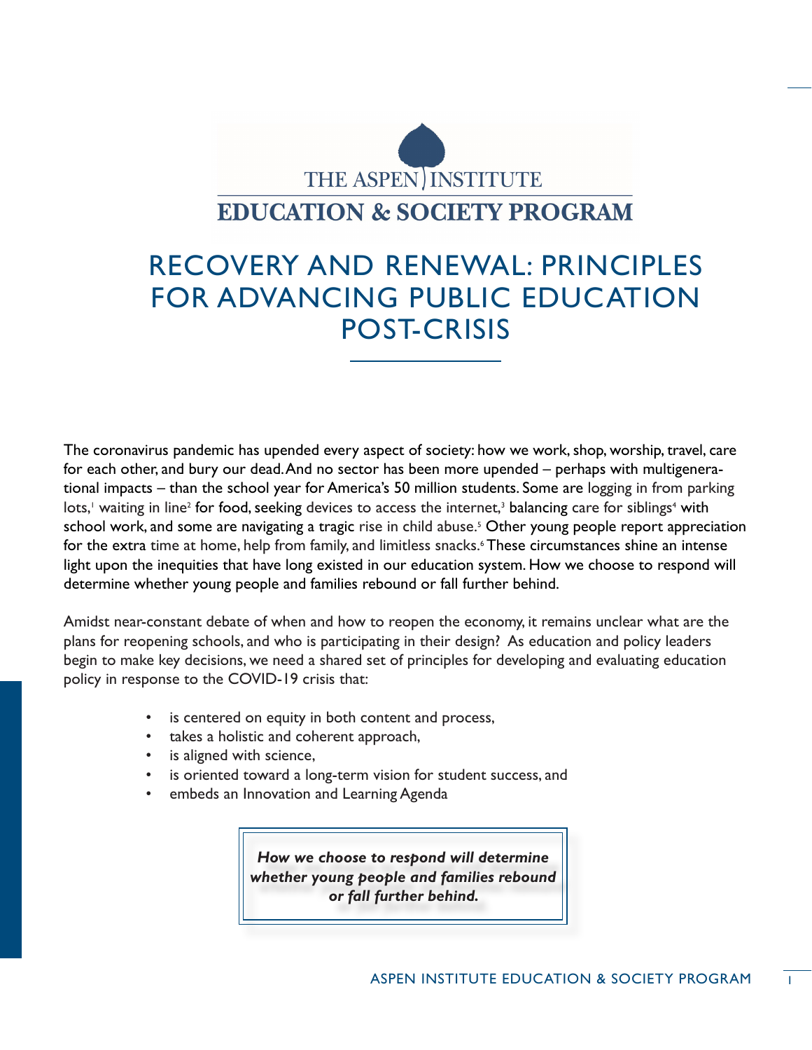THE ASPEN INSTITUTE

EDUCATION & SOCIETY PROGRAM

# RECOVERY AND RENEWAL: PRINCIPLES FOR ADVANCING PUBLIC EDUCATION POST-CRISIS

The coronavirus pandemic has upended every aspect of society: how we work, shop, worship, travel, care for each other, and bury our dead. And no sector has been more upended – perhaps with multigenerational impacts – than the school year for America's 50 million students. Some are logging in from parking lots,[1] waiting in line[2] for food, seeking devices to access the internet,[3] balancing care for siblings[4] with school work, and some are navigating a tragic rise in child abuse.[5] Other young people report appreciation for the extra time at home, help from family, and limitless snacks.[6] These circumstances shine an intense light upon the inequities that have long existed in our education system. How we choose to respond will determine whether young people and families rebound or fall further behind.

Amidst near-constant debate of when and how to reopen the economy, it remains unclear what are the plans for reopening schools, and who is participating in their design? As education and policy leaders begin to make key decisions, we need a shared set of principles for developing and evaluating education policy in response to the COVID-19 crisis that:

- is centered on equity in both content and process,
- takes a holistic and coherent approach,
- is aligned with science,
- is oriented toward a long-term vision for student success, and
- embeds an Innovation and Learning Agenda

> ***How we choose to respond will determine whether young people and families rebound or fall further behind.***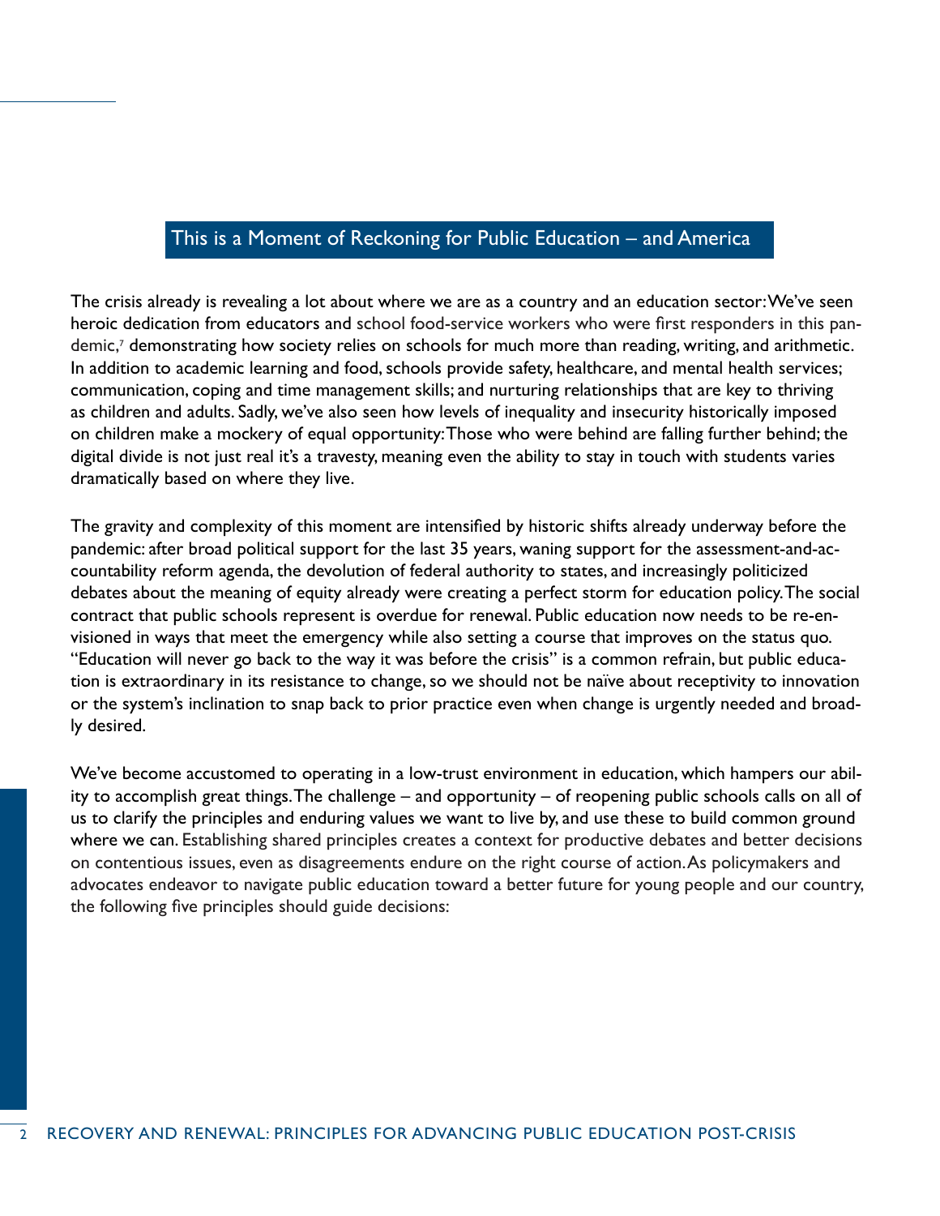## This is a Moment of Reckoning for Public Education – and America

The crisis already is revealing a lot about where we are as a country and an education sector: We've seen heroic dedication from educators and school food-service workers who were first responders in this pandemic,[7] demonstrating how society relies on schools for much more than reading, writing, and arithmetic. In addition to academic learning and food, schools provide safety, healthcare, and mental health services; communication, coping and time management skills; and nurturing relationships that are key to thriving as children and adults. Sadly, we've also seen how levels of inequality and insecurity historically imposed on children make a mockery of equal opportunity: Those who were behind are falling further behind; the digital divide is not just real it's a travesty, meaning even the ability to stay in touch with students varies dramatically based on where they live.

The gravity and complexity of this moment are intensified by historic shifts already underway before the pandemic: after broad political support for the last 35 years, waning support for the assessment-and-accountability reform agenda, the devolution of federal authority to states, and increasingly politicized debates about the meaning of equity already were creating a perfect storm for education policy. The social contract that public schools represent is overdue for renewal. Public education now needs to be re-envisioned in ways that meet the emergency while also setting a course that improves on the status quo. "Education will never go back to the way it was before the crisis" is a common refrain, but public education is extraordinary in its resistance to change, so we should not be naïve about receptivity to innovation or the system's inclination to snap back to prior practice even when change is urgently needed and broadly desired.

We've become accustomed to operating in a low-trust environment in education, which hampers our ability to accomplish great things. The challenge – and opportunity – of reopening public schools calls on all of us to clarify the principles and enduring values we want to live by, and use these to build common ground where we can. Establishing shared principles creates a context for productive debates and better decisions on contentious issues, even as disagreements endure on the right course of action. As policymakers and advocates endeavor to navigate public education toward a better future for young people and our country, the following five principles should guide decisions: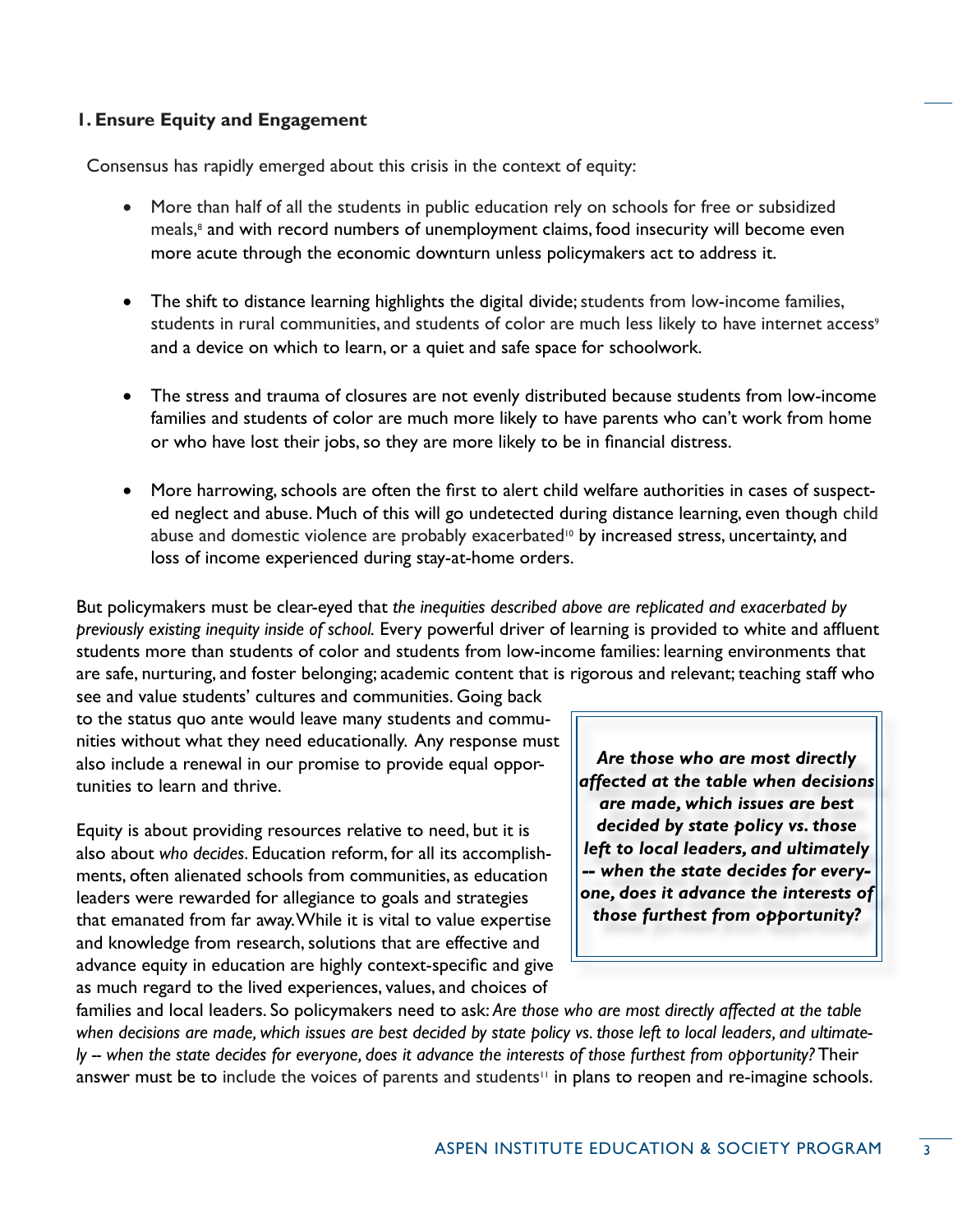## 1. Ensure Equity and Engagement

Consensus has rapidly emerged about this crisis in the context of equity:

- More than half of all the students in public education rely on schools for free or subsidized meals,[8] and with record numbers of unemployment claims, food insecurity will become even more acute through the economic downturn unless policymakers act to address it.

- The shift to distance learning highlights the digital divide; students from low-income families, students in rural communities, and students of color are much less likely to have internet access[9] and a device on which to learn, or a quiet and safe space for schoolwork.

- The stress and trauma of closures are not evenly distributed because students from low-income families and students of color are much more likely to have parents who can't work from home or who have lost their jobs, so they are more likely to be in financial distress.

- More harrowing, schools are often the first to alert child welfare authorities in cases of suspected neglect and abuse. Much of this will go undetected during distance learning, even though child abuse and domestic violence are probably exacerbated[10] by increased stress, uncertainty, and loss of income experienced during stay-at-home orders.

But policymakers must be clear-eyed that *the inequities described above are replicated and exacerbated by previously existing inequity inside of school.* Every powerful driver of learning is provided to white and affluent students more than students of color and students from low-income families: learning environments that are safe, nurturing, and foster belonging; academic content that is rigorous and relevant; teaching staff who see and value students' cultures and communities. Going back to the status quo ante would leave many students and communities without what they need educationally. Any response must also include a renewal in our promise to provide equal opportunities to learn and thrive.

Equity is about providing resources relative to need, but it is also about *who decides*. Education reform, for all its accomplishments, often alienated schools from communities, as education leaders were rewarded for allegiance to goals and strategies that emanated from far away. While it is vital to value expertise and knowledge from research, solutions that are effective and advance equity in education are highly context-specific and give as much regard to the lived experiences, values, and choices of families and local leaders. So policymakers need to ask: *Are those who are most directly affected at the table when decisions are made, which issues are best decided by state policy vs. those left to local leaders, and ultimately -- when the state decides for everyone, does it advance the interests of those furthest from opportunity?* Their answer must be to include the voices of parents and students[11] in plans to reopen and re-imagine schools.

> ***Are those who are most directly affected at the table when decisions are made, which issues are best decided by state policy vs. those left to local leaders, and ultimately -- when the state decides for everyone, does it advance the interests of those furthest from opportunity?***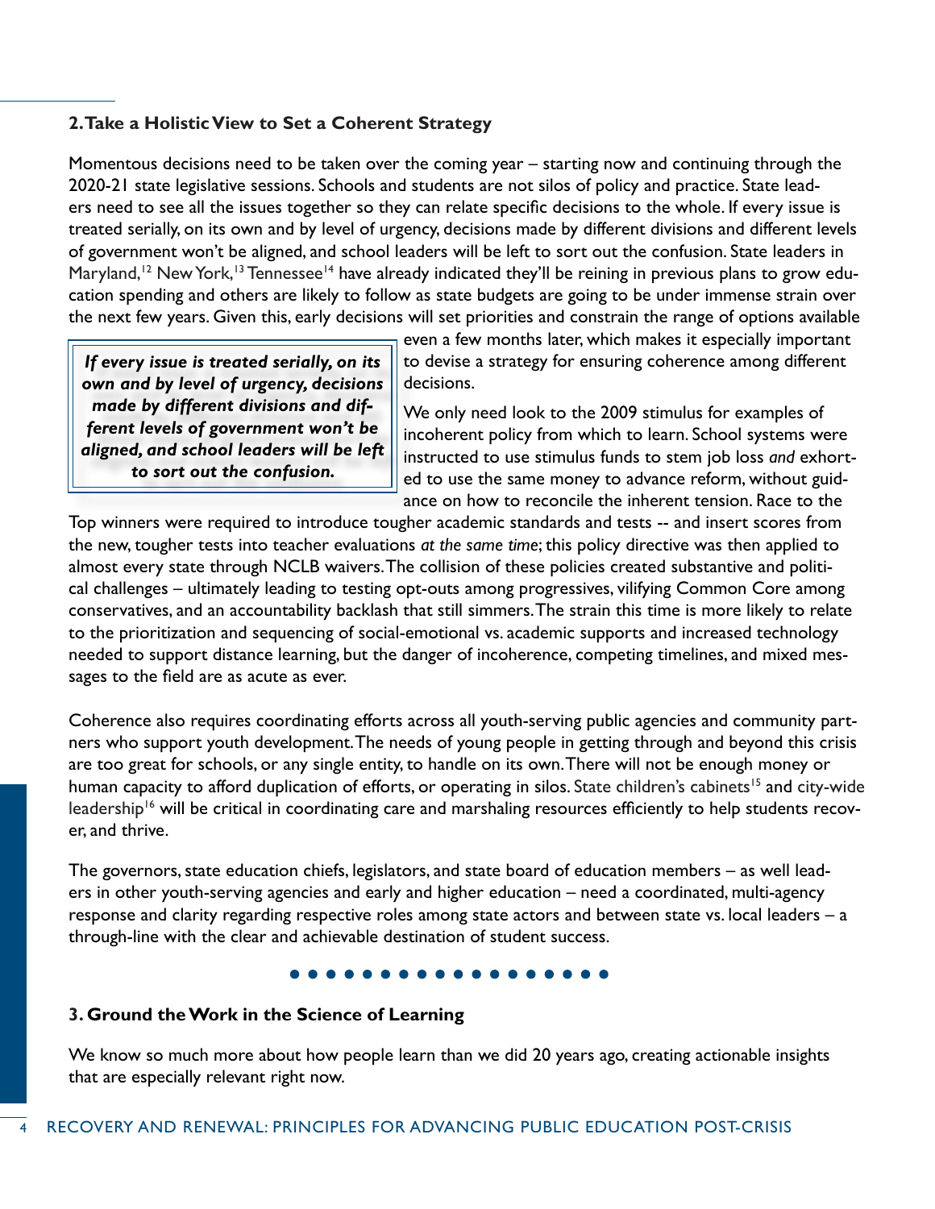## 2. Take a Holistic View to Set a Coherent Strategy

Momentous decisions need to be taken over the coming year – starting now and continuing through the 2020-21 state legislative sessions. Schools and students are not silos of policy and practice. State leaders need to see all the issues together so they can relate specific decisions to the whole. If every issue is treated serially, on its own and by level of urgency, decisions made by different divisions and different levels of government won't be aligned, and school leaders will be left to sort out the confusion. State leaders in Maryland,[12] New York,[13] Tennessee[14] have already indicated they'll be reining in previous plans to grow education spending and others are likely to follow as state budgets are going to be under immense strain over the next few years. Given this, early decisions will set priorities and constrain the range of options available even a few months later, which makes it especially important to devise a strategy for ensuring coherence among different decisions.

> ***If every issue is treated serially, on its own and by level of urgency, decisions made by different divisions and different levels of government won't be aligned, and school leaders will be left to sort out the confusion.***

We only need look to the 2009 stimulus for examples of incoherent policy from which to learn. School systems were instructed to use stimulus funds to stem job loss *and* exhorted to use the same money to advance reform, without guidance on how to reconcile the inherent tension. Race to the Top winners were required to introduce tougher academic standards and tests -- and insert scores from the new, tougher tests into teacher evaluations *at the same time*; this policy directive was then applied to almost every state through NCLB waivers. The collision of these policies created substantive and political challenges – ultimately leading to testing opt-outs among progressives, vilifying Common Core among conservatives, and an accountability backlash that still simmers. The strain this time is more likely to relate to the prioritization and sequencing of social-emotional vs. academic supports and increased technology needed to support distance learning, but the danger of incoherence, competing timelines, and mixed messages to the field are as acute as ever.

Coherence also requires coordinating efforts across all youth-serving public agencies and community partners who support youth development. The needs of young people in getting through and beyond this crisis are too great for schools, or any single entity, to handle on its own. There will not be enough money or human capacity to afford duplication of efforts, or operating in silos. State children's cabinets[15] and city-wide leadership[16] will be critical in coordinating care and marshaling resources efficiently to help students recover, and thrive.

The governors, state education chiefs, legislators, and state board of education members – as well leaders in other youth-serving agencies and early and higher education – need a coordinated, multi-agency response and clarity regarding respective roles among state actors and between state vs. local leaders – a through-line with the clear and achievable destination of student success.

## 3. Ground the Work in the Science of Learning

We know so much more about how people learn than we did 20 years ago, creating actionable insights that are especially relevant right now.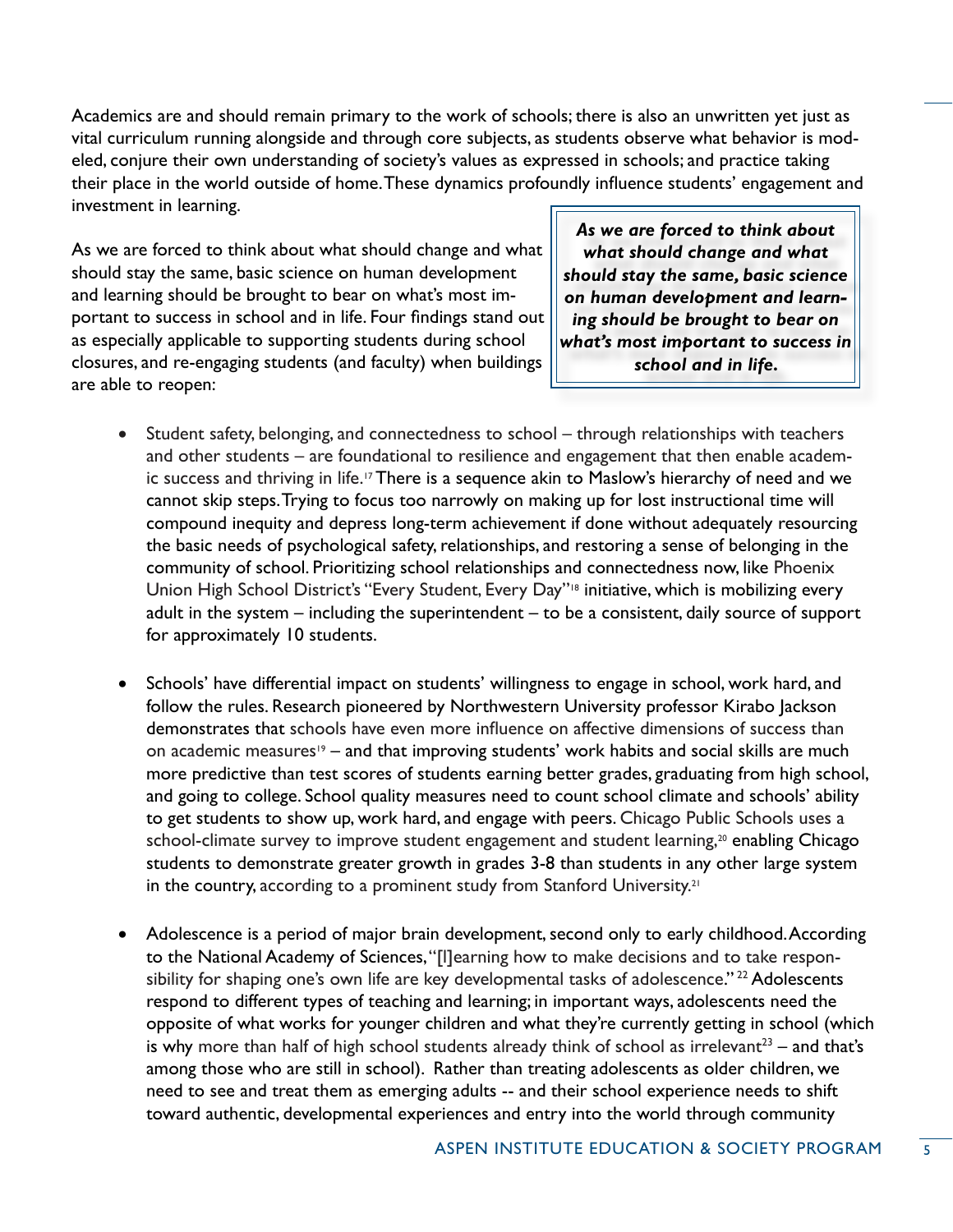Academics are and should remain primary to the work of schools; there is also an unwritten yet just as vital curriculum running alongside and through core subjects, as students observe what behavior is modeled, conjure their own understanding of society's values as expressed in schools; and practice taking their place in the world outside of home. These dynamics profoundly influence students' engagement and investment in learning.

As we are forced to think about what should change and what should stay the same, basic science on human development and learning should be brought to bear on what's most important to success in school and in life. Four findings stand out as especially applicable to supporting students during school closures, and re-engaging students (and faculty) when buildings are able to reopen:

> ***As we are forced to think about what should change and what should stay the same, basic science on human development and learning should be brought to bear on what's most important to success in school and in life.***

- Student safety, belonging, and connectedness to school – through relationships with teachers and other students – are foundational to resilience and engagement that then enable academic success and thriving in life.[17] There is a sequence akin to Maslow's hierarchy of need and we cannot skip steps. Trying to focus too narrowly on making up for lost instructional time will compound inequity and depress long-term achievement if done without adequately resourcing the basic needs of psychological safety, relationships, and restoring a sense of belonging in the community of school. Prioritizing school relationships and connectedness now, like Phoenix Union High School District's "Every Student, Every Day"[18] initiative, which is mobilizing every adult in the system – including the superintendent – to be a consistent, daily source of support for approximately 10 students.

- Schools' have differential impact on students' willingness to engage in school, work hard, and follow the rules. Research pioneered by Northwestern University professor Kirabo Jackson demonstrates that schools have even more influence on affective dimensions of success than on academic measures[19] – and that improving students' work habits and social skills are much more predictive than test scores of students earning better grades, graduating from high school, and going to college. School quality measures need to count school climate and schools' ability to get students to show up, work hard, and engage with peers. Chicago Public Schools uses a school-climate survey to improve student engagement and student learning,[20] enabling Chicago students to demonstrate greater growth in grades 3-8 than students in any other large system in the country, according to a prominent study from Stanford University.[21]

- Adolescence is a period of major brain development, second only to early childhood. According to the National Academy of Sciences, "[l]earning how to make decisions and to take responsibility for shaping one's own life are key developmental tasks of adolescence." [22] Adolescents respond to different types of teaching and learning; in important ways, adolescents need the opposite of what works for younger children and what they're currently getting in school (which is why more than half of high school students already think of school as irrelevant[23] – and that's among those who are still in school). Rather than treating adolescents as older children, we need to see and treat them as emerging adults -- and their school experience needs to shift toward authentic, developmental experiences and entry into the world through community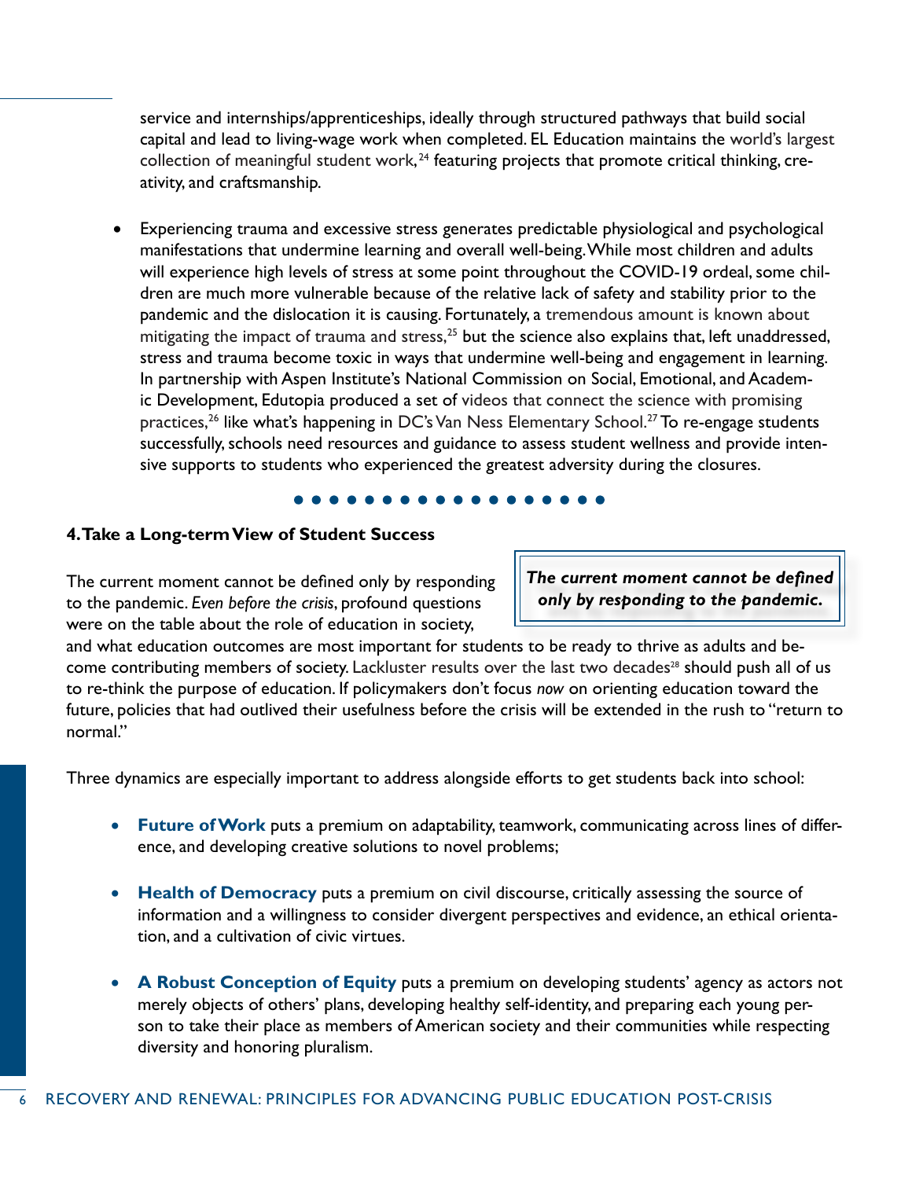service and internships/apprenticeships, ideally through structured pathways that build social capital and lead to living-wage work when completed. EL Education maintains the world's largest collection of meaningful student work,[24] featuring projects that promote critical thinking, creativity, and craftsmanship.

- Experiencing trauma and excessive stress generates predictable physiological and psychological manifestations that undermine learning and overall well-being. While most children and adults will experience high levels of stress at some point throughout the COVID-19 ordeal, some children are much more vulnerable because of the relative lack of safety and stability prior to the pandemic and the dislocation it is causing. Fortunately, a tremendous amount is known about mitigating the impact of trauma and stress,[25] but the science also explains that, left unaddressed, stress and trauma become toxic in ways that undermine well-being and engagement in learning. In partnership with Aspen Institute's National Commission on Social, Emotional, and Academic Development, Edutopia produced a set of videos that connect the science with promising practices,[26] like what's happening in DC's Van Ness Elementary School.[27] To re-engage students successfully, schools need resources and guidance to assess student wellness and provide intensive supports to students who experienced the greatest adversity during the closures.

### 4. Take a Long-term View of Student Success

> ***The current moment cannot be defined only by responding to the pandemic.***

The current moment cannot be defined only by responding to the pandemic. *Even before the crisis*, profound questions were on the table about the role of education in society, and what education outcomes are most important for students to be ready to thrive as adults and become contributing members of society. Lackluster results over the last two decades[28] should push all of us to re-think the purpose of education. If policymakers don't focus *now* on orienting education toward the future, policies that had outlived their usefulness before the crisis will be extended in the rush to "return to normal."

Three dynamics are especially important to address alongside efforts to get students back into school:

- **Future of Work** puts a premium on adaptability, teamwork, communicating across lines of difference, and developing creative solutions to novel problems;

- **Health of Democracy** puts a premium on civil discourse, critically assessing the source of information and a willingness to consider divergent perspectives and evidence, an ethical orientation, and a cultivation of civic virtues.

- **A Robust Conception of Equity** puts a premium on developing students' agency as actors not merely objects of others' plans, developing healthy self-identity, and preparing each young person to take their place as members of American society and their communities while respecting diversity and honoring pluralism.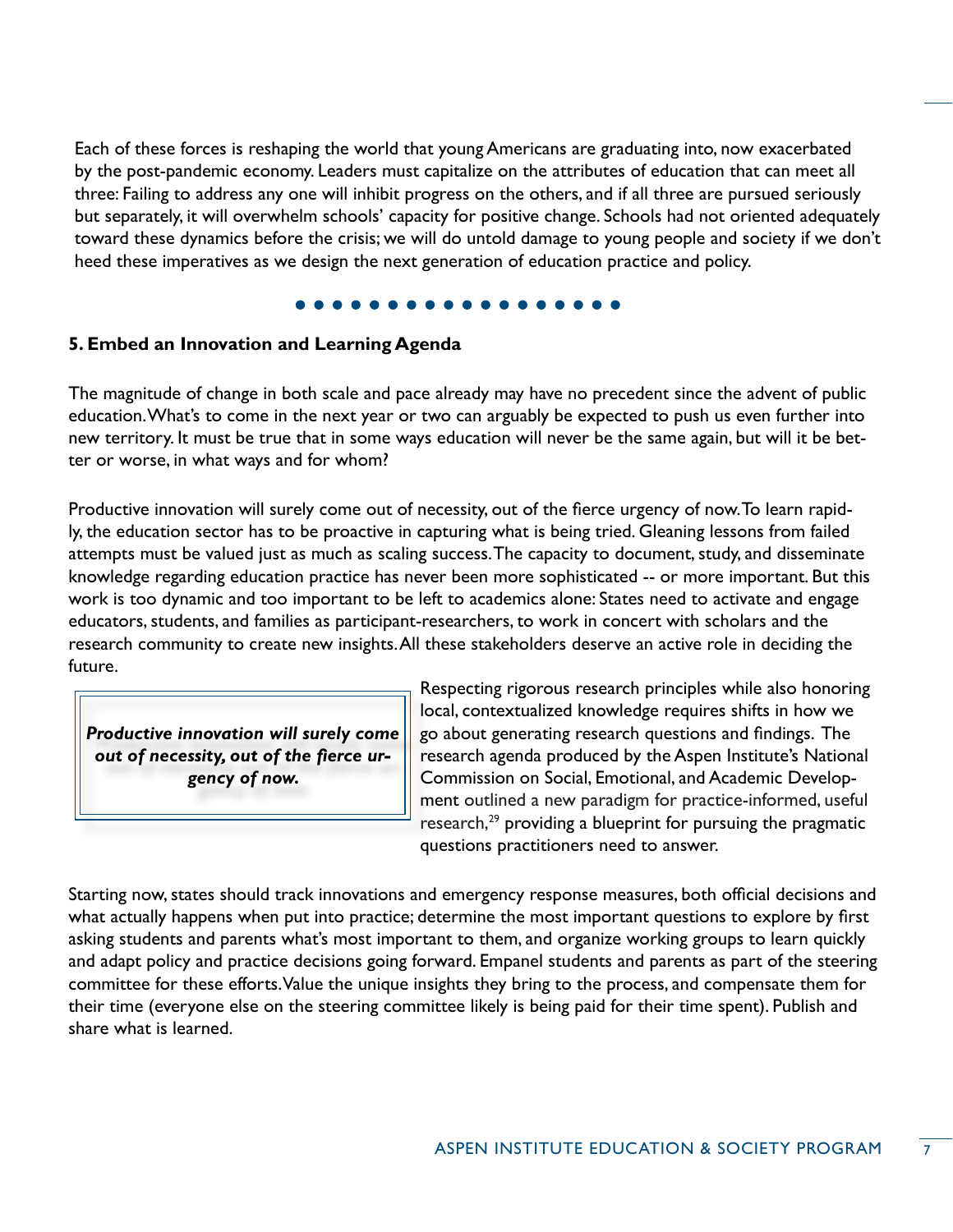Each of these forces is reshaping the world that young Americans are graduating into, now exacerbated by the post-pandemic economy. Leaders must capitalize on the attributes of education that can meet all three: Failing to address any one will inhibit progress on the others, and if all three are pursued seriously but separately, it will overwhelm schools' capacity for positive change. Schools had not oriented adequately toward these dynamics before the crisis; we will do untold damage to young people and society if we don't heed these imperatives as we design the next generation of education practice and policy.

## 5. Embed an Innovation and Learning Agenda

The magnitude of change in both scale and pace already may have no precedent since the advent of public education. What's to come in the next year or two can arguably be expected to push us even further into new territory. It must be true that in some ways education will never be the same again, but will it be better or worse, in what ways and for whom?

Productive innovation will surely come out of necessity, out of the fierce urgency of now. To learn rapidly, the education sector has to be proactive in capturing what is being tried. Gleaning lessons from failed attempts must be valued just as much as scaling success. The capacity to document, study, and disseminate knowledge regarding education practice has never been more sophisticated -- or more important. But this work is too dynamic and too important to be left to academics alone: States need to activate and engage educators, students, and families as participant-researchers, to work in concert with scholars and the research community to create new insights. All these stakeholders deserve an active role in deciding the future.

> ***Productive innovation will surely come out of necessity, out of the fierce urgency of now.***

Respecting rigorous research principles while also honoring local, contextualized knowledge requires shifts in how we go about generating research questions and findings. The research agenda produced by the Aspen Institute's National Commission on Social, Emotional, and Academic Development outlined a new paradigm for practice-informed, useful research,[29] providing a blueprint for pursuing the pragmatic questions practitioners need to answer.

Starting now, states should track innovations and emergency response measures, both official decisions and what actually happens when put into practice; determine the most important questions to explore by first asking students and parents what's most important to them, and organize working groups to learn quickly and adapt policy and practice decisions going forward. Empanel students and parents as part of the steering committee for these efforts. Value the unique insights they bring to the process, and compensate them for their time (everyone else on the steering committee likely is being paid for their time spent). Publish and share what is learned.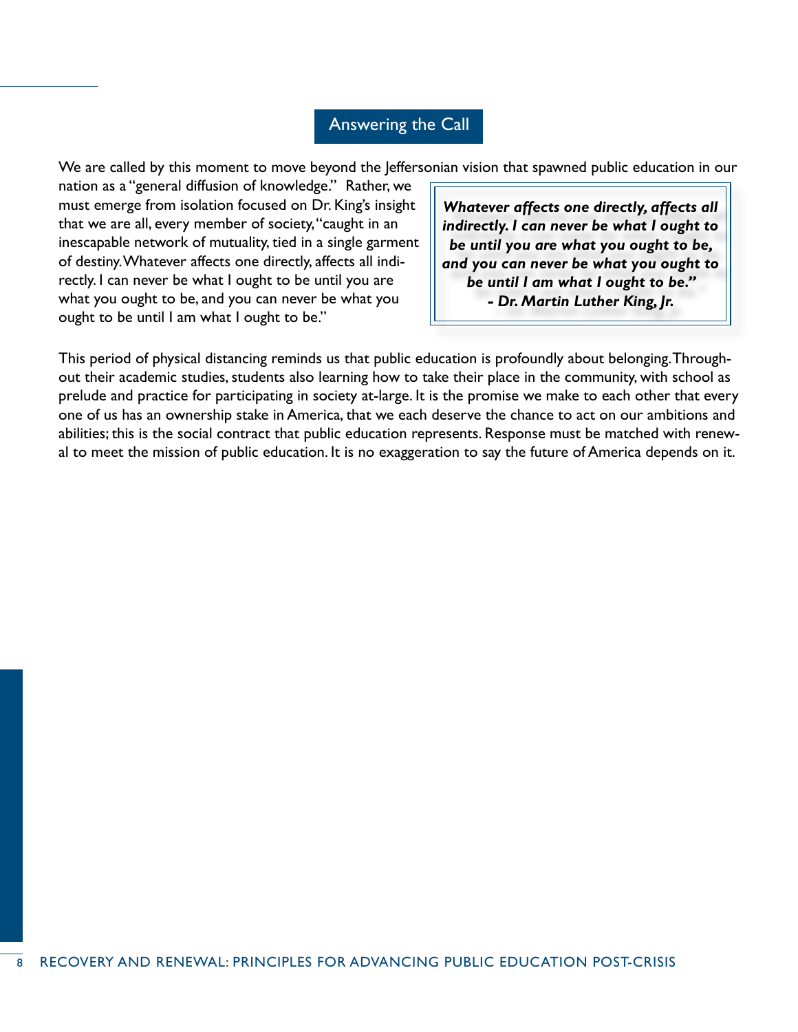## Answering the Call

We are called by this moment to move beyond the Jeffersonian vision that spawned public education in our nation as a "general diffusion of knowledge." Rather, we must emerge from isolation focused on Dr. King's insight that we are all, every member of society, "caught in an inescapable network of mutuality, tied in a single garment of destiny. Whatever affects one directly, affects all indirectly. I can never be what I ought to be until you are what you ought to be, and you can never be what you ought to be until I am what I ought to be."

> ***Whatever affects one directly, affects all indirectly. I can never be what I ought to be until you are what you ought to be, and you can never be what you ought to be until I am what I ought to be."***
> ***- Dr. Martin Luther King, Jr.***

This period of physical distancing reminds us that public education is profoundly about belonging. Throughout their academic studies, students also learning how to take their place in the community, with school as prelude and practice for participating in society at-large. It is the promise we make to each other that every one of us has an ownership stake in America, that we each deserve the chance to act on our ambitions and abilities; this is the social contract that public education represents. Response must be matched with renewal to meet the mission of public education. It is no exaggeration to say the future of America depends on it.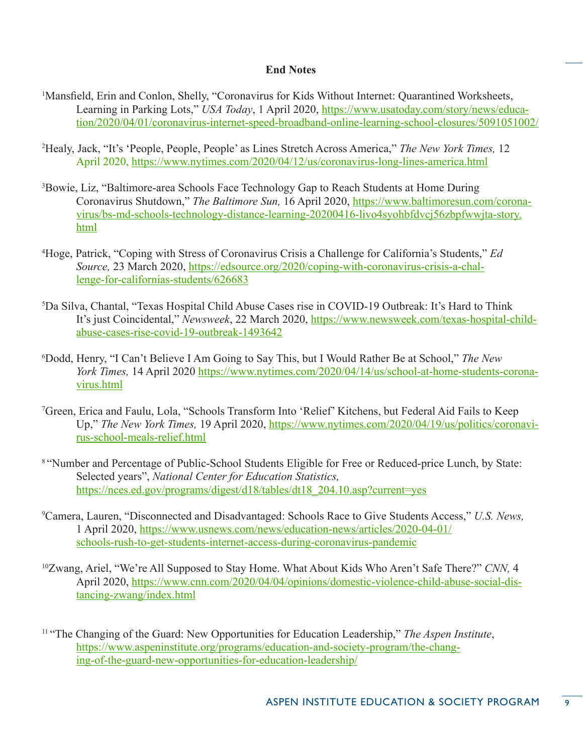**End Notes**

[1]Mansfield, Erin and Conlon, Shelly, "Coronavirus for Kids Without Internet: Quarantined Worksheets, Learning in Parking Lots," *USA Today*, 1 April 2020, https://www.usatoday.com/story/news/education/2020/04/01/coronavirus-internet-speed-broadband-online-learning-school-closures/5091051002/

[2]Healy, Jack, "It's 'People, People, People' as Lines Stretch Across America," *The New York Times,* 12 April 2020, https://www.nytimes.com/2020/04/12/us/coronavirus-long-lines-america.html

[3]Bowie, Liz, "Baltimore-area Schools Face Technology Gap to Reach Students at Home During Coronavirus Shutdown," *The Baltimore Sun,* 16 April 2020, https://www.baltimoresun.com/coronavirus/bs-md-schools-technology-distance-learning-20200416-livo4syohbfdvcj56zbpfwwjta-story.html

[4]Hoge, Patrick, "Coping with Stress of Coronavirus Crisis a Challenge for California's Students," *Ed Source,* 23 March 2020, https://edsource.org/2020/coping-with-coronavirus-crisis-a-challenge-for-californias-students/626683

[5]Da Silva, Chantal, "Texas Hospital Child Abuse Cases rise in COVID-19 Outbreak: It's Hard to Think It's just Coincidental," *Newsweek*, 22 March 2020, https://www.newsweek.com/texas-hospital-child-abuse-cases-rise-covid-19-outbreak-1493642

[6]Dodd, Henry, "I Can't Believe I Am Going to Say This, but I Would Rather Be at School," *The New York Times,* 14 April 2020 https://www.nytimes.com/2020/04/14/us/school-at-home-students-coronavirus.html

[7]Green, Erica and Faulu, Lola, "Schools Transform Into 'Relief' Kitchens, but Federal Aid Fails to Keep Up," *The New York Times,* 19 April 2020, https://www.nytimes.com/2020/04/19/us/politics/coronavirus-school-meals-relief.html

[8] "Number and Percentage of Public-School Students Eligible for Free or Reduced-price Lunch, by State: Selected years", *National Center for Education Statistics,* https://nces.ed.gov/programs/digest/d18/tables/dt18_204.10.asp?current=yes

[9]Camera, Lauren, "Disconnected and Disadvantaged: Schools Race to Give Students Access," *U.S. News,* 1 April 2020, https://www.usnews.com/news/education-news/articles/2020-04-01/schools-rush-to-get-students-internet-access-during-coronavirus-pandemic

[10]Zwang, Ariel, "We're All Supposed to Stay Home. What About Kids Who Aren't Safe There?" *CNN,* 4 April 2020, https://www.cnn.com/2020/04/04/opinions/domestic-violence-child-abuse-social-distancing-zwang/index.html

[11] "The Changing of the Guard: New Opportunities for Education Leadership," *The Aspen Institute*, https://www.aspeninstitute.org/programs/education-and-society-program/the-changing-of-the-guard-new-opportunities-for-education-leadership/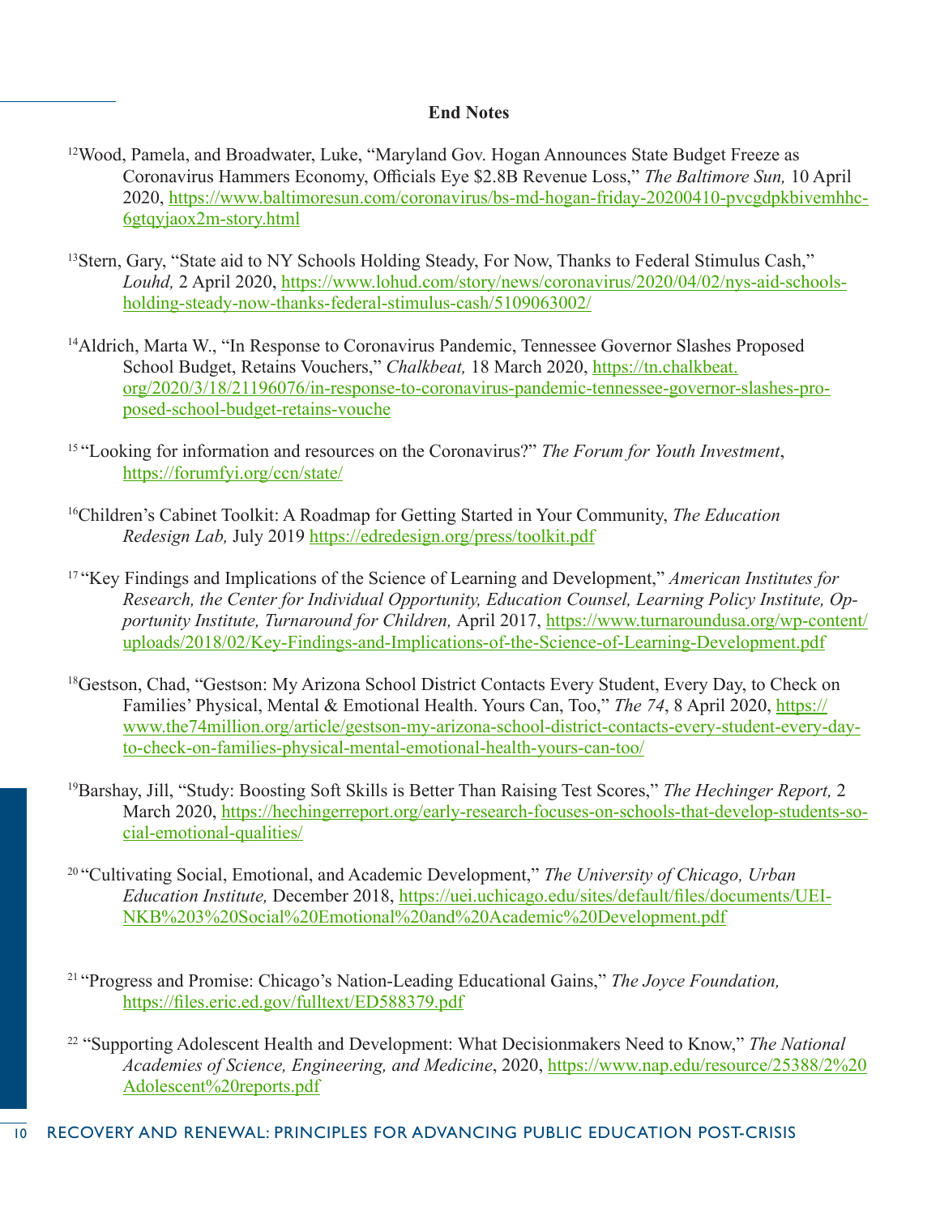## End Notes

[12]Wood, Pamela, and Broadwater, Luke, "Maryland Gov. Hogan Announces State Budget Freeze as Coronavirus Hammers Economy, Officials Eye $2.8B Revenue Loss," *The Baltimore Sun,* 10 April 2020, https://www.baltimoresun.com/coronavirus/bs-md-hogan-friday-20200410-pvcgdpkbivemhhc-6gtqyjaox2m-story.html

[13]Stern, Gary, "State aid to NY Schools Holding Steady, For Now, Thanks to Federal Stimulus Cash," *Louhd,* 2 April 2020, https://www.lohud.com/story/news/coronavirus/2020/04/02/nys-aid-schools-holding-steady-now-thanks-federal-stimulus-cash/5109063002/

[14]Aldrich, Marta W., "In Response to Coronavirus Pandemic, Tennessee Governor Slashes Proposed School Budget, Retains Vouchers," *Chalkbeat,* 18 March 2020, https://tn.chalkbeat.org/2020/3/18/21196076/in-response-to-coronavirus-pandemic-tennessee-governor-slashes-proposed-school-budget-retains-vouche

[15] "Looking for information and resources on the Coronavirus?" *The Forum for Youth Investment*, https://forumfyi.org/ccn/state/

[16]Children's Cabinet Toolkit: A Roadmap for Getting Started in Your Community, *The Education Redesign Lab,* July 2019 https://edredesign.org/press/toolkit.pdf

[17] "Key Findings and Implications of the Science of Learning and Development," *American Institutes for Research, the Center for Individual Opportunity, Education Counsel, Learning Policy Institute, Opportunity Institute, Turnaround for Children,* April 2017, https://www.turnaroundusa.org/wp-content/uploads/2018/02/Key-Findings-and-Implications-of-the-Science-of-Learning-Development.pdf

[18]Gestson, Chad, "Gestson: My Arizona School District Contacts Every Student, Every Day, to Check on Families' Physical, Mental & Emotional Health. Yours Can, Too," *The 74*, 8 April 2020, https://www.the74million.org/article/gestson-my-arizona-school-district-contacts-every-student-every-day-to-check-on-families-physical-mental-emotional-health-yours-can-too/

[19]Barshay, Jill, "Study: Boosting Soft Skills is Better Than Raising Test Scores," *The Hechinger Report,* 2 March 2020, https://hechingerreport.org/early-research-focuses-on-schools-that-develop-students-social-emotional-qualities/

[20] "Cultivating Social, Emotional, and Academic Development," *The University of Chicago, Urban Education Institute,* December 2018, https://uei.uchicago.edu/sites/default/files/documents/UEI-NKB%203%20Social%20Emotional%20and%20Academic%20Development.pdf

[21] "Progress and Promise: Chicago's Nation-Leading Educational Gains," *The Joyce Foundation,* https://files.eric.ed.gov/fulltext/ED588379.pdf

[22] "Supporting Adolescent Health and Development: What Decisionmakers Need to Know," *The National Academies of Science, Engineering, and Medicine*, 2020, https://www.nap.edu/resource/25388/2%20Adolescent%20reports.pdf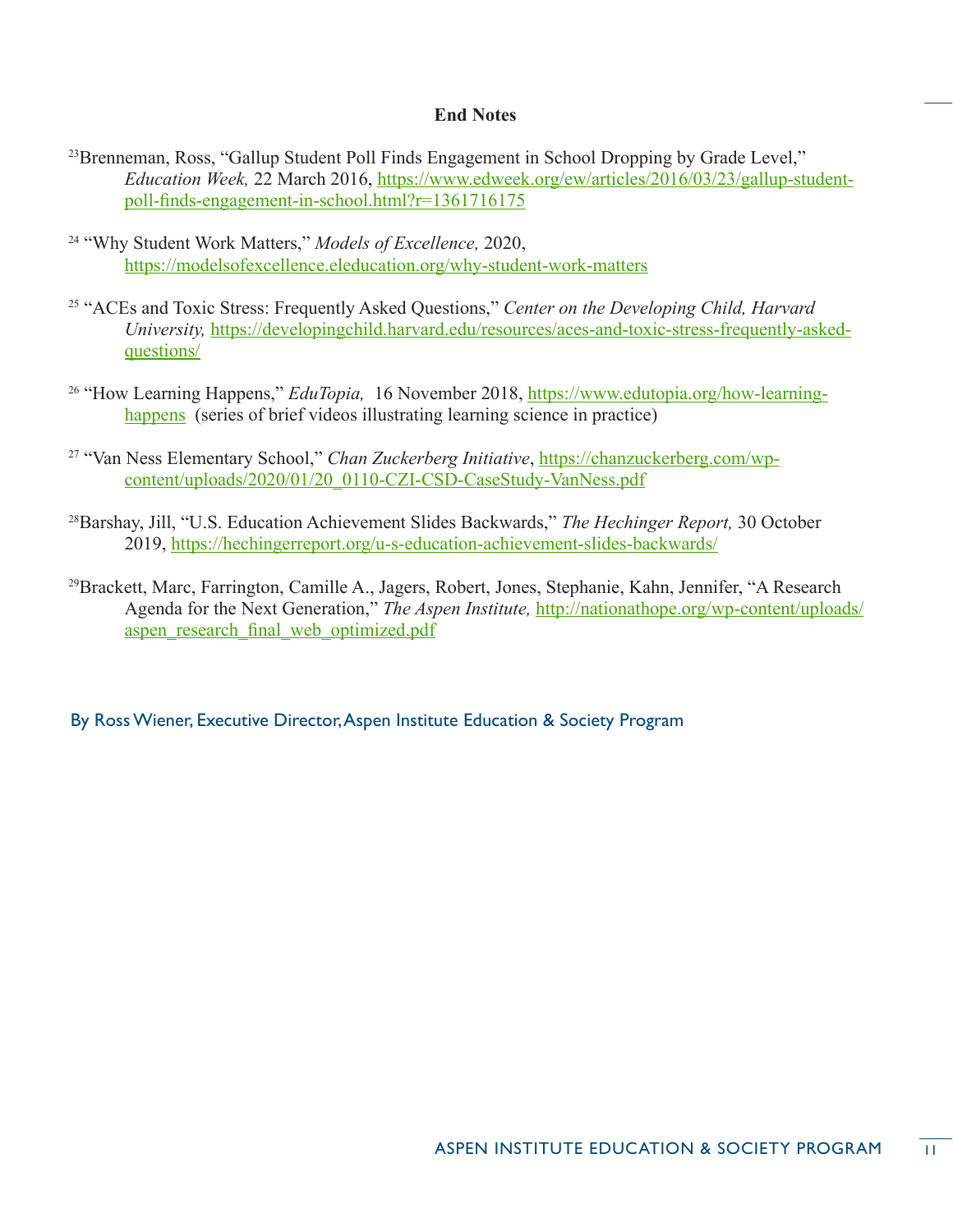## End Notes

[23]Brenneman, Ross, "Gallup Student Poll Finds Engagement in School Dropping by Grade Level," *Education Week,* 22 March 2016, https://www.edweek.org/ew/articles/2016/03/23/gallup-student-poll-finds-engagement-in-school.html?r=1361716175

[24] "Why Student Work Matters," *Models of Excellence,* 2020, https://modelsofexcellence.eleducation.org/why-student-work-matters

[25] "ACEs and Toxic Stress: Frequently Asked Questions," *Center on the Developing Child, Harvard University,* https://developingchild.harvard.edu/resources/aces-and-toxic-stress-frequently-asked-questions/

[26] "How Learning Happens," *EduTopia,* 16 November 2018, https://www.edutopia.org/how-learning-happens (series of brief videos illustrating learning science in practice)

[27] "Van Ness Elementary School," *Chan Zuckerberg Initiative*, https://chanzuckerberg.com/wp-content/uploads/2020/01/20_0110-CZI-CSD-CaseStudy-VanNess.pdf

[28]Barshay, Jill, "U.S. Education Achievement Slides Backwards," *The Hechinger Report,* 30 October 2019, https://hechingerreport.org/u-s-education-achievement-slides-backwards/

[29]Brackett, Marc, Farrington, Camille A., Jagers, Robert, Jones, Stephanie, Kahn, Jennifer, "A Research Agenda for the Next Generation," *The Aspen Institute,* http://nationathope.org/wp-content/uploads/aspen_research_final_web_optimized.pdf

By Ross Wiener, Executive Director, Aspen Institute Education & Society Program